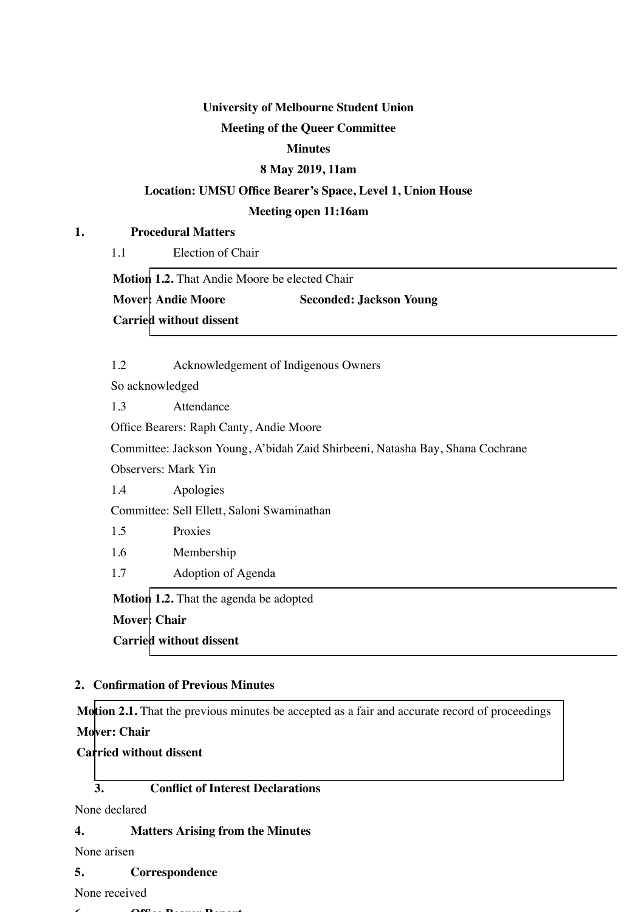**University of Melbourne Student Union**

**Meeting of the Queer Committee**

**Minutes**

**8 May 2019, 11am**

**Location: UMSU Office Bearer's Space, Level 1, Union House**

**Meeting open 11:16am**

## 1. Procedural Matters

1.1 Election of Chair

**Motion 1.2.** That Andie Moore be elected Chair

**Mover: Andie Moore** **Seconded: Jackson Young**

**Carried without dissent**

1.2 Acknowledgement of Indigenous Owners

So acknowledged

1.3 Attendance

Office Bearers: Raph Canty, Andie Moore

Committee: Jackson Young, A'bidah Zaid Shirbeeni, Natasha Bay, Shana Cochrane

Observers: Mark Yin

1.4 Apologies

Committee: Sell Ellett, Saloni Swaminathan

1.5 Proxies

1.6 Membership

1.7 Adoption of Agenda

**Motion 1.2.** That the agenda be adopted

**Mover: Chair**

**Carried without dissent**

## 2. Confirmation of Previous Minutes

**Motion 2.1.** That the previous minutes be accepted as a fair and accurate record of proceedings

**Mover: Chair**

**Carried without dissent**

## 3. Conflict of Interest Declarations

None declared

## 4. Matters Arising from the Minutes

None arisen

## 5. Correspondence

None received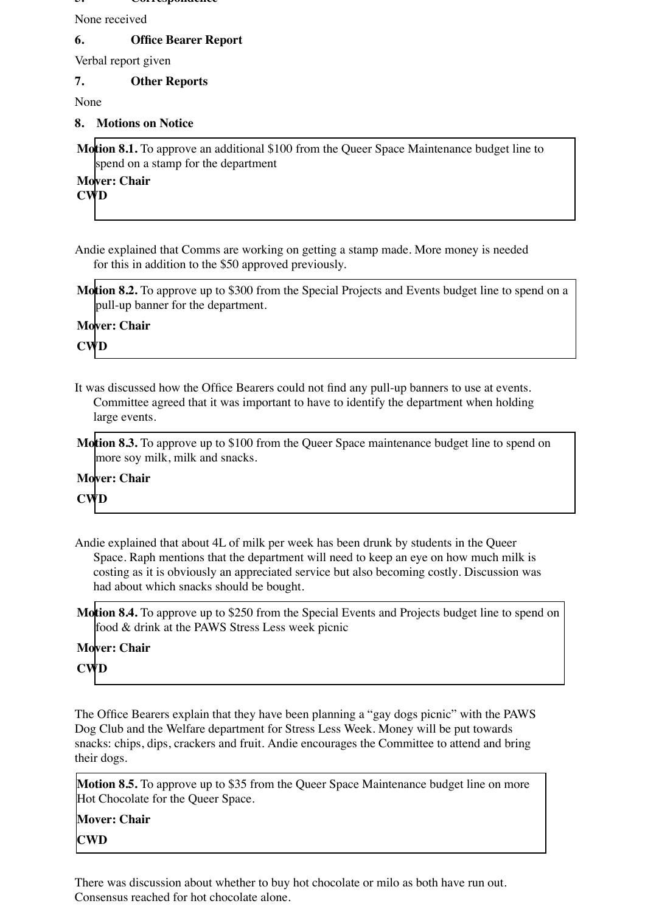None received

**6. Office Bearer Report**

Verbal report given

**7. Other Reports**

None

**8. Motions on Notice**

**Motion 8.1.** To approve an additional $100 from the Queer Space Maintenance budget line to spend on a stamp for the department

**Mover: Chair**

**CWD**

Andie explained that Comms are working on getting a stamp made. More money is needed for this in addition to the $50 approved previously.

**Motion 8.2.** To approve up to $300 from the Special Projects and Events budget line to spend on a pull-up banner for the department.

**Mover: Chair**

**CWD**

It was discussed how the Office Bearers could not find any pull-up banners to use at events. Committee agreed that it was important to have to identify the department when holding large events.

**Motion 8.3.** To approve up to $100 from the Queer Space maintenance budget line to spend on more soy milk, milk and snacks.

**Mover: Chair**

**CWD**

Andie explained that about 4L of milk per week has been drunk by students in the Queer Space. Raph mentions that the department will need to keep an eye on how much milk is costing as it is obviously an appreciated service but also becoming costly. Discussion was had about which snacks should be bought.

**Motion 8.4.** To approve up to $250 from the Special Events and Projects budget line to spend on food & drink at the PAWS Stress Less week picnic

**Mover: Chair**

**CWD**

The Office Bearers explain that they have been planning a "gay dogs picnic" with the PAWS Dog Club and the Welfare department for Stress Less Week. Money will be put towards snacks: chips, dips, crackers and fruit. Andie encourages the Committee to attend and bring their dogs.

**Motion 8.5.** To approve up to $35 from the Queer Space Maintenance budget line on more Hot Chocolate for the Queer Space.

**Mover: Chair**

**CWD**

There was discussion about whether to buy hot chocolate or milo as both have run out. Consensus reached for hot chocolate alone.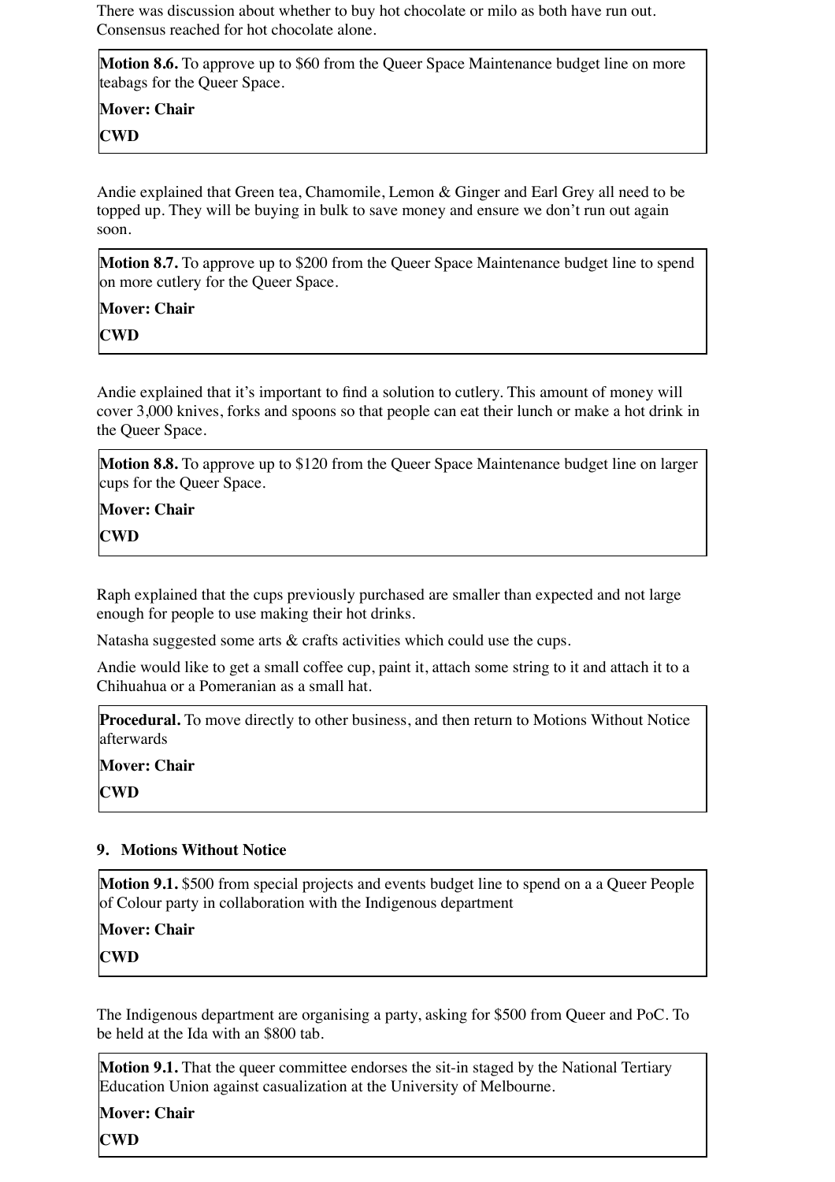There was discussion about whether to buy hot chocolate or milo as both have run out. Consensus reached for hot chocolate alone.

> **Motion 8.6.** To approve up to $60 from the Queer Space Maintenance budget line on more teabags for the Queer Space.
>
> **Mover: Chair**
>
> **CWD**

Andie explained that Green tea, Chamomile, Lemon & Ginger and Earl Grey all need to be topped up. They will be buying in bulk to save money and ensure we don't run out again soon.

> **Motion 8.7.** To approve up to $200 from the Queer Space Maintenance budget line to spend on more cutlery for the Queer Space.
>
> **Mover: Chair**
>
> **CWD**

Andie explained that it's important to find a solution to cutlery. This amount of money will cover 3,000 knives, forks and spoons so that people can eat their lunch or make a hot drink in the Queer Space.

> **Motion 8.8.** To approve up to $120 from the Queer Space Maintenance budget line on larger cups for the Queer Space.
>
> **Mover: Chair**
>
> **CWD**

Raph explained that the cups previously purchased are smaller than expected and not large enough for people to use making their hot drinks.

Natasha suggested some arts & crafts activities which could use the cups.

Andie would like to get a small coffee cup, paint it, attach some string to it and attach it to a Chihuahua or a Pomeranian as a small hat.

> **Procedural.** To move directly to other business, and then return to Motions Without Notice afterwards
>
> **Mover: Chair**
>
> **CWD**

### 9. Motions Without Notice

> **Motion 9.1.** $500 from special projects and events budget line to spend on a a Queer People of Colour party in collaboration with the Indigenous department
>
> **Mover: Chair**
>
> **CWD**

The Indigenous department are organising a party, asking for $500 from Queer and PoC. To be held at the Ida with an $800 tab.

> **Motion 9.1.** That the queer committee endorses the sit-in staged by the National Tertiary Education Union against casualization at the University of Melbourne.
>
> **Mover: Chair**
>
> **CWD**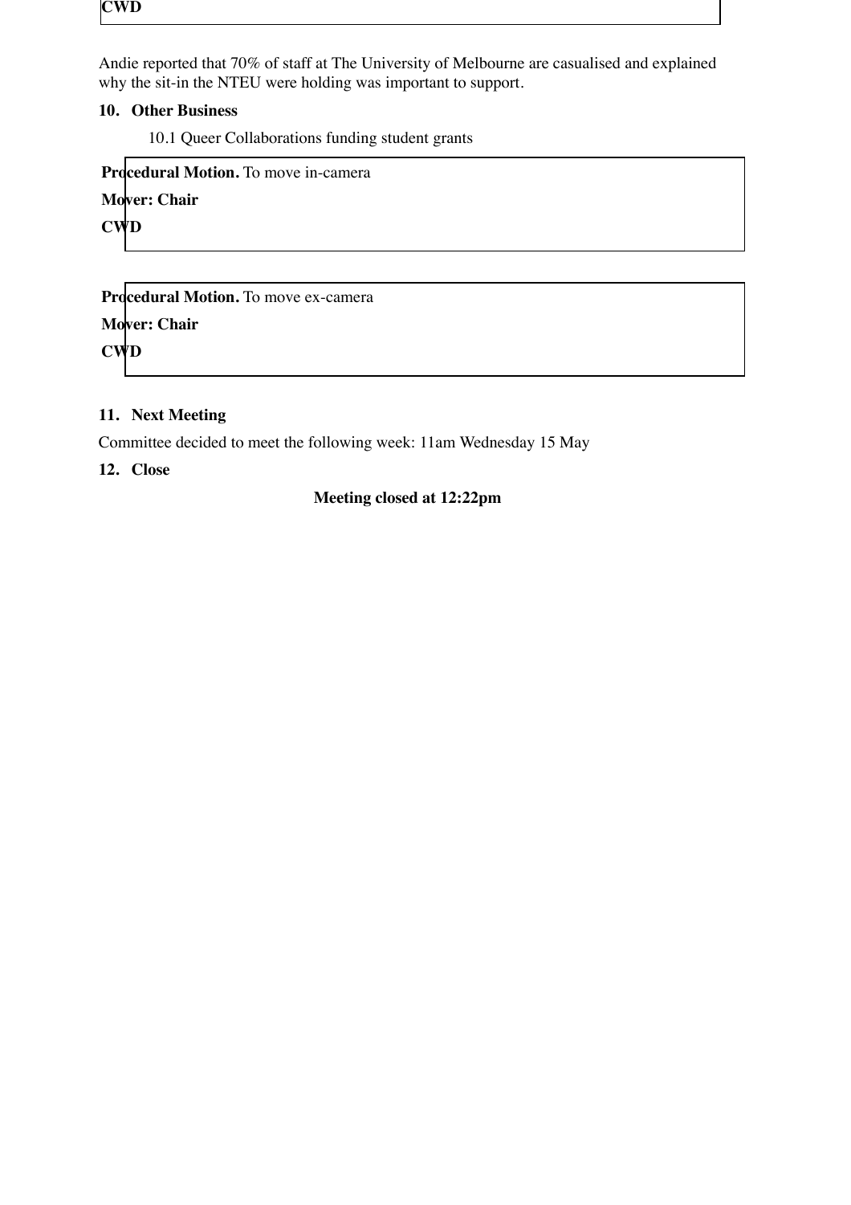**CWD**

Andie reported that 70% of staff at The University of Melbourne are casualised and explained why the sit-in the NTEU were holding was important to support.

**10. Other Business**

10.1 Queer Collaborations funding student grants

**Procedural Motion.** To move in-camera

**Mover: Chair**

**CWD**

**Procedural Motion.** To move ex-camera

**Mover: Chair**

**CWD**

**11. Next Meeting**

Committee decided to meet the following week: 11am Wednesday 15 May

**12. Close**

**Meeting closed at 12:22pm**